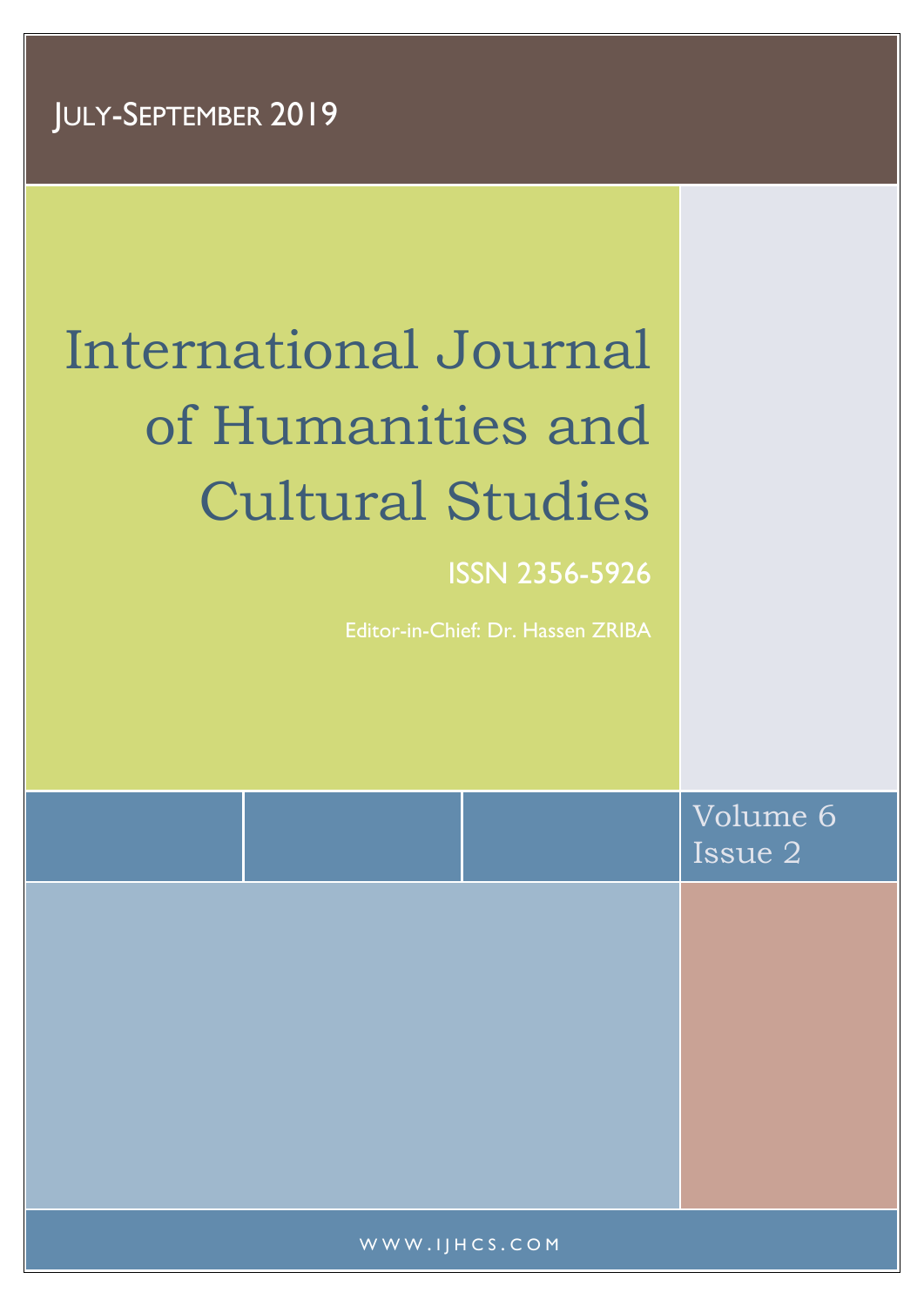JULY-SEPTEMBER 2019

# International Journal of Humanities and Cultural Studies

ISSN 2356-5926

Editor-in-Chief: Dr. Hassen ZRIBA

Volume 6
Issue 2

WWW.IJHCS.COM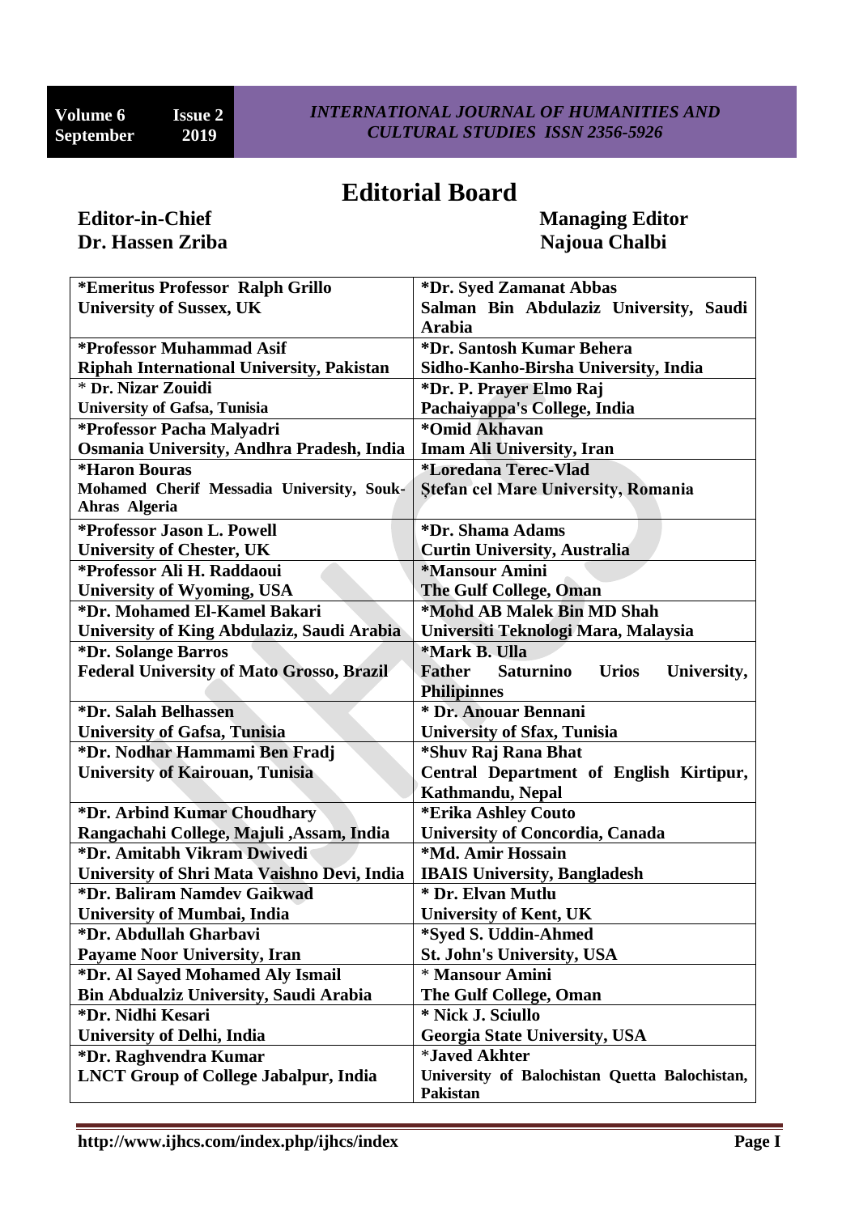# Editorial Board

**Editor-in-Chief**
**Dr. Hassen Zriba**

**Managing Editor**
**Najoua Chalbi**

| | |
|---|---|
| **\*Emeritus Professor Ralph Grillo**<br>**University of Sussex, UK** | **\*Dr. Syed Zamanat Abbas**<br>**Salman Bin Abdulaziz University, Saudi Arabia** |
| **\*Professor Muhammad Asif**<br>**Riphah International University, Pakistan** | **\*Dr. Santosh Kumar Behera**<br>**Sidho-Kanho-Birsha University, India** |
| **\* Dr. Nizar Zouidi**<br>**University of Gafsa, Tunisia** | **\*Dr. P. Prayer Elmo Raj**<br>**Pachaiyappa's College, India** |
| **\*Professor Pacha Malyadri**<br>**Osmania University, Andhra Pradesh, India** | **\*Omid Akhavan**<br>**Imam Ali University, Iran** |
| **\*Haron Bouras**<br>**Mohamed Cherif Messadia University, Souk-Ahras Algeria** | **\*Loredana Terec-Vlad**<br>**Ştefan cel Mare University, Romania** |
| **\*Professor Jason L. Powell**<br>**University of Chester, UK** | **\*Dr. Shama Adams**<br>**Curtin University, Australia** |
| **\*Professor Ali H. Raddaoui**<br>**University of Wyoming, USA** | **\*Mansour Amini**<br>**The Gulf College, Oman** |
| **\*Dr. Mohamed El-Kamel Bakari**<br>**University of King Abdulaziz, Saudi Arabia** | **\*Mohd AB Malek Bin MD Shah**<br>**Universiti Teknologi Mara, Malaysia** |
| **\*Dr. Solange Barros**<br>**Federal University of Mato Grosso, Brazil** | **\*Mark B. Ulla**<br>**Father Saturnino Urios University, Philipinnes** |
| **\*Dr. Salah Belhassen**<br>**University of Gafsa, Tunisia** | **\* Dr. Anouar Bennani**<br>**University of Sfax, Tunisia** |
| **\*Dr. Nodhar Hammami Ben Fradj**<br>**University of Kairouan, Tunisia** | **\*Shuv Raj Rana Bhat**<br>**Central Department of English Kirtipur, Kathmandu, Nepal** |
| **\*Dr. Arbind Kumar Choudhary**<br>**Rangachahi College, Majuli ,Assam, India** | **\*Erika Ashley Couto**<br>**University of Concordia, Canada** |
| **\*Dr. Amitabh Vikram Dwivedi**<br>**University of Shri Mata Vaishno Devi, India** | **\*Md. Amir Hossain**<br>**IBAIS University, Bangladesh** |
| **\*Dr. Baliram Namdev Gaikwad**<br>**University of Mumbai, India** | **\* Dr. Elvan Mutlu**<br>**University of Kent, UK** |
| **\*Dr. Abdullah Gharbavi**<br>**Payame Noor University, Iran** | **\*Syed S. Uddin-Ahmed**<br>**St. John's University, USA** |
| **\*Dr. Al Sayed Mohamed Aly Ismail**<br>**Bin Abdualziz University, Saudi Arabia** | **\* Mansour Amini**<br>**The Gulf College, Oman** |
| **\*Dr. Nidhi Kesari**<br>**University of Delhi, India** | **\* Nick J. Sciullo**<br>**Georgia State University, USA** |
| **\*Dr. Raghvendra Kumar**<br>**LNCT Group of College Jabalpur, India** | **\*Javed Akhter**<br>**University of Balochistan Quetta Balochistan, Pakistan** |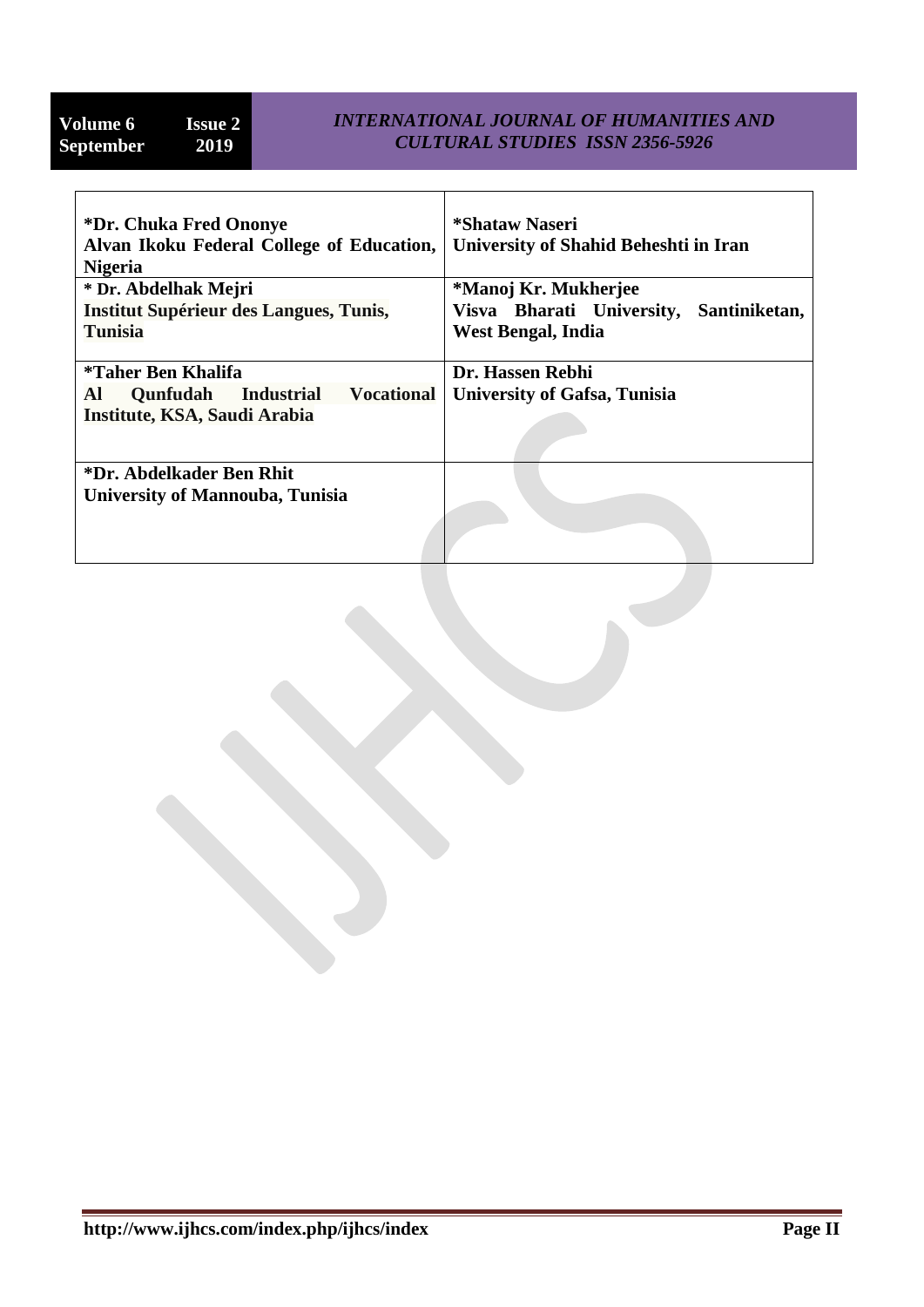| | |
|---|---|
| **\*Dr. Chuka Fred Ononye**<br>**Alvan Ikoku Federal College of Education, Nigeria** | **\*Shataw Naseri**<br>**University of Shahid Beheshti in Iran** |
| **\* Dr. Abdelhak Mejri**<br>**Institut Supérieur des Langues, Tunis, Tunisia** | **\*Manoj Kr. Mukherjee**<br>**Visva Bharati University, Santiniketan, West Bengal, India** |
| **\*Taher Ben Khalifa**<br>**Al Qunfudah Industrial Vocational Institute, KSA, Saudi Arabia** | **Dr. Hassen Rebhi**<br>**University of Gafsa, Tunisia** |
| **\*Dr. Abdelkader Ben Rhit**<br>**University of Mannouba, Tunisia** | |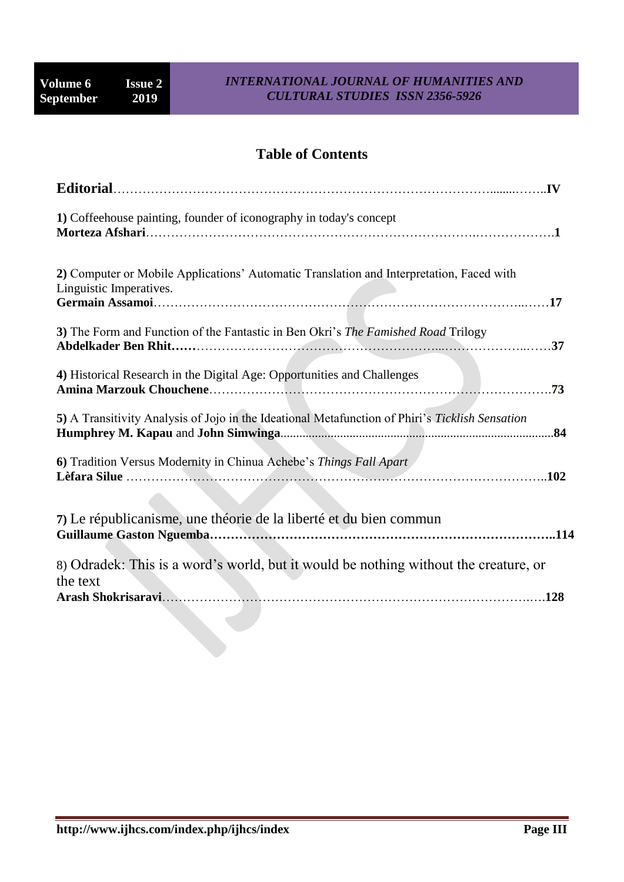## Table of Contents

**Editorial**……………………………………………………………………………………**IV**

**1)** Coffeehouse painting, founder of iconography in today's concept
**Morteza Afshari**……………………………………………………………………………**1**

**2)** Computer or Mobile Applications' Automatic Translation and Interpretation, Faced with Linguistic Imperatives.
**Germain Assamoi**…………………………………………………………………………**17**

**3)** The Form and Function of the Fantastic in Ben Okri's *The Famished Road* Trilogy
**Abdelkader Ben Rhit……**…………………………………………………………………**37**

**4)** Historical Research in the Digital Age: Opportunities and Challenges
**Amina Marzouk Chouchene**………………………………………………………………**73**

**5)** A Transitivity Analysis of Jojo in the Ideational Metafunction of Phiri's *Ticklish Sensation*
**Humphrey M. Kapau** and **John Simwinga**……………………………………………**84**

**6)** Tradition Versus Modernity in Chinua Achebe's *Things Fall Apart*
**Lèfara Silue** ……………………………………………………………………………**102**

**7)** Le républicanisme, une théorie de la liberté et du bien commun
**Guillaume Gaston Nguemba……………………………………………………………114**

8) Odradek: This is a word's world, but it would be nothing without the creature, or the text
**Arash Shokrisaravi**………………………………………………………………………**128**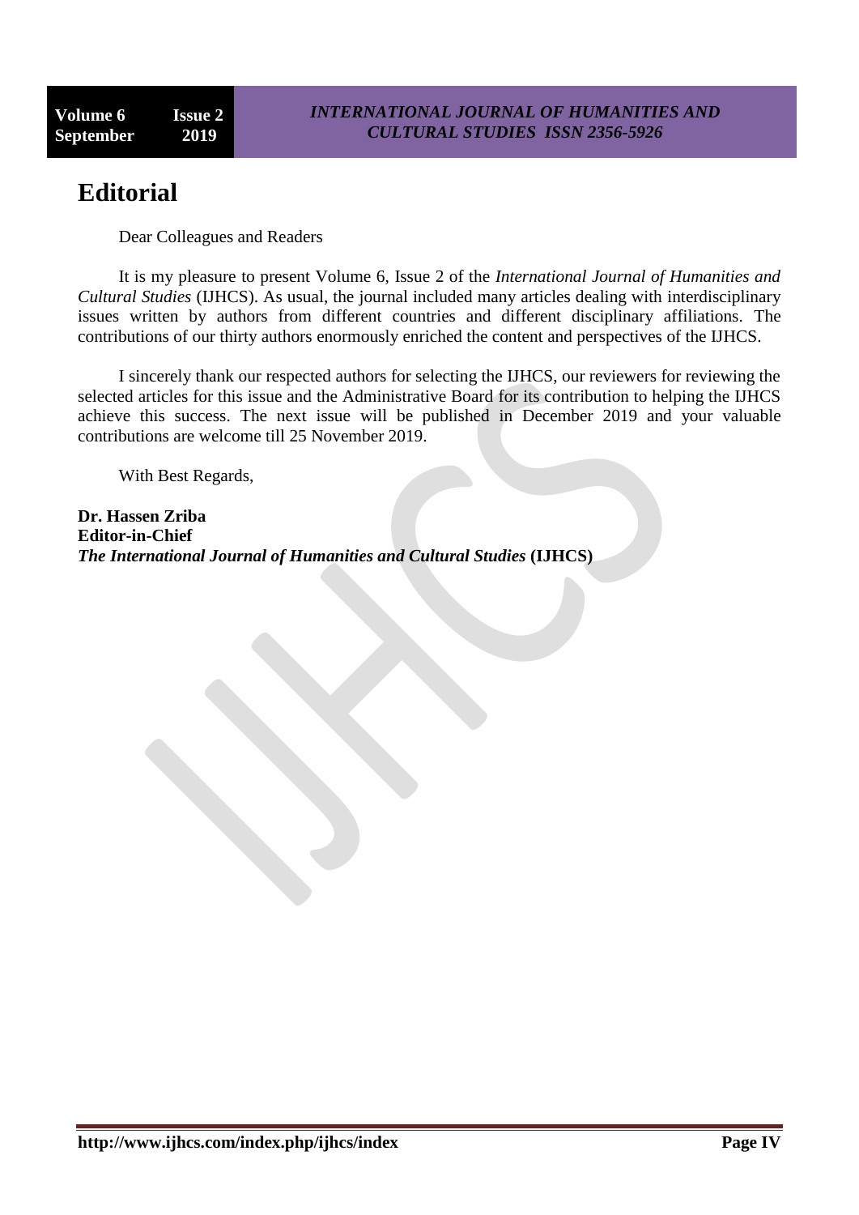# Editorial

Dear Colleagues and Readers

It is my pleasure to present Volume 6, Issue 2 of the *International Journal of Humanities and Cultural Studies* (IJHCS). As usual, the journal included many articles dealing with interdisciplinary issues written by authors from different countries and different disciplinary affiliations. The contributions of our thirty authors enormously enriched the content and perspectives of the IJHCS.

I sincerely thank our respected authors for selecting the IJHCS, our reviewers for reviewing the selected articles for this issue and the Administrative Board for its contribution to helping the IJHCS achieve this success. The next issue will be published in December 2019 and your valuable contributions are welcome till 25 November 2019.

With Best Regards,

**Dr. Hassen Zriba**
**Editor-in-Chief**
***The International Journal of Humanities and Cultural Studies* (IJHCS)**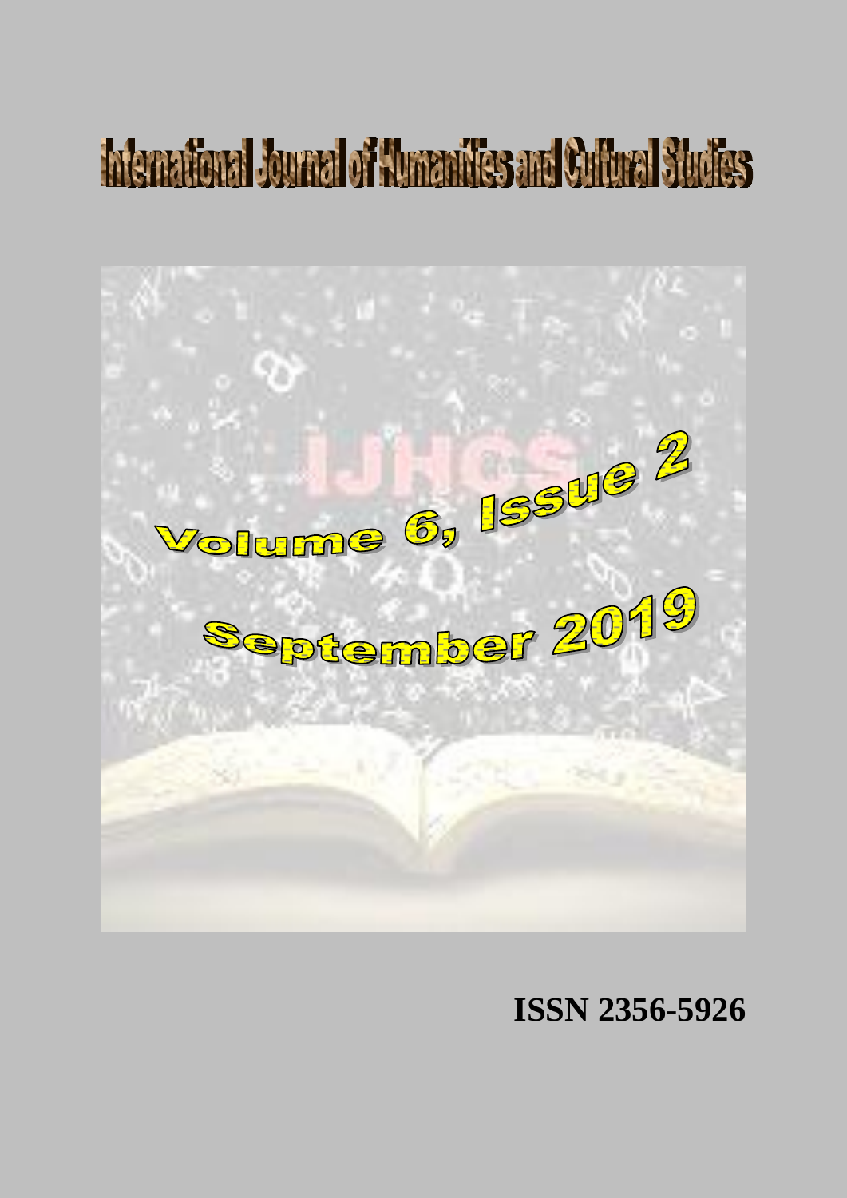# International Journal of Humanities and Cultural Studies

IJHCS

Volume 6, Issue 2

September 2019

**ISSN 2356-5926**